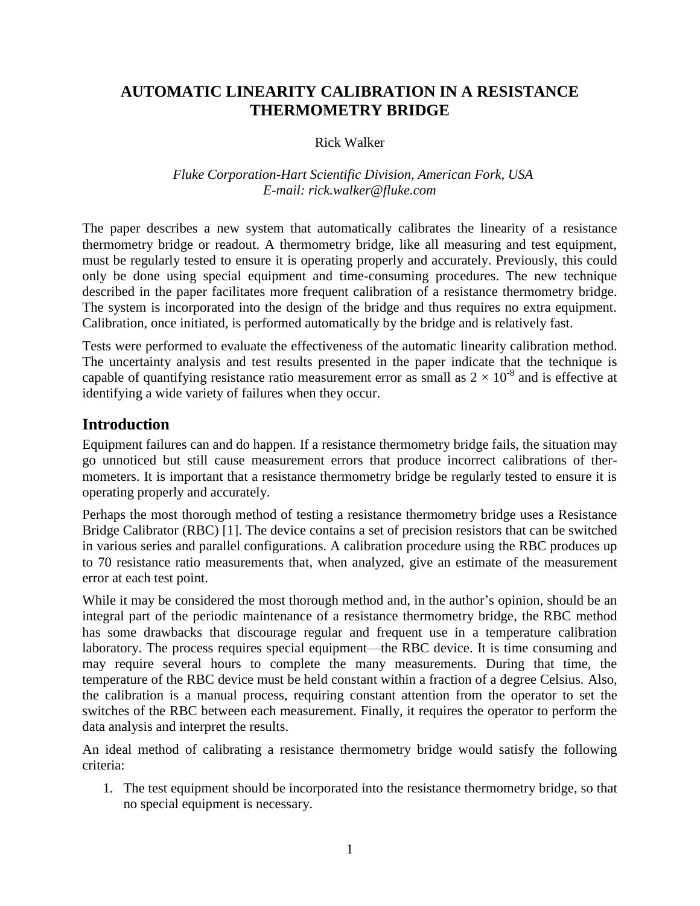# AUTOMATIC LINEARITY CALIBRATION IN A RESISTANCE THERMOMETRY BRIDGE

Rick Walker

*Fluke Corporation-Hart Scientific Division, American Fork, USA*
*E-mail: rick.walker@fluke.com*

The paper describes a new system that automatically calibrates the linearity of a resistance thermometry bridge or readout. A thermometry bridge, like all measuring and test equipment, must be regularly tested to ensure it is operating properly and accurately. Previously, this could only be done using special equipment and time-consuming procedures. The new technique described in the paper facilitates more frequent calibration of a resistance thermometry bridge. The system is incorporated into the design of the bridge and thus requires no extra equipment. Calibration, once initiated, is performed automatically by the bridge and is relatively fast.

Tests were performed to evaluate the effectiveness of the automatic linearity calibration method. The uncertainty analysis and test results presented in the paper indicate that the technique is capable of quantifying resistance ratio measurement error as small as $2 \times 10^{-8}$ and is effective at identifying a wide variety of failures when they occur.

## Introduction

Equipment failures can and do happen. If a resistance thermometry bridge fails, the situation may go unnoticed but still cause measurement errors that produce incorrect calibrations of thermometers. It is important that a resistance thermometry bridge be regularly tested to ensure it is operating properly and accurately.

Perhaps the most thorough method of testing a resistance thermometry bridge uses a Resistance Bridge Calibrator (RBC) [1]. The device contains a set of precision resistors that can be switched in various series and parallel configurations. A calibration procedure using the RBC produces up to 70 resistance ratio measurements that, when analyzed, give an estimate of the measurement error at each test point.

While it may be considered the most thorough method and, in the author's opinion, should be an integral part of the periodic maintenance of a resistance thermometry bridge, the RBC method has some drawbacks that discourage regular and frequent use in a temperature calibration laboratory. The process requires special equipment—the RBC device. It is time consuming and may require several hours to complete the many measurements. During that time, the temperature of the RBC device must be held constant within a fraction of a degree Celsius. Also, the calibration is a manual process, requiring constant attention from the operator to set the switches of the RBC between each measurement. Finally, it requires the operator to perform the data analysis and interpret the results.

An ideal method of calibrating a resistance thermometry bridge would satisfy the following criteria:

1. The test equipment should be incorporated into the resistance thermometry bridge, so that no special equipment is necessary.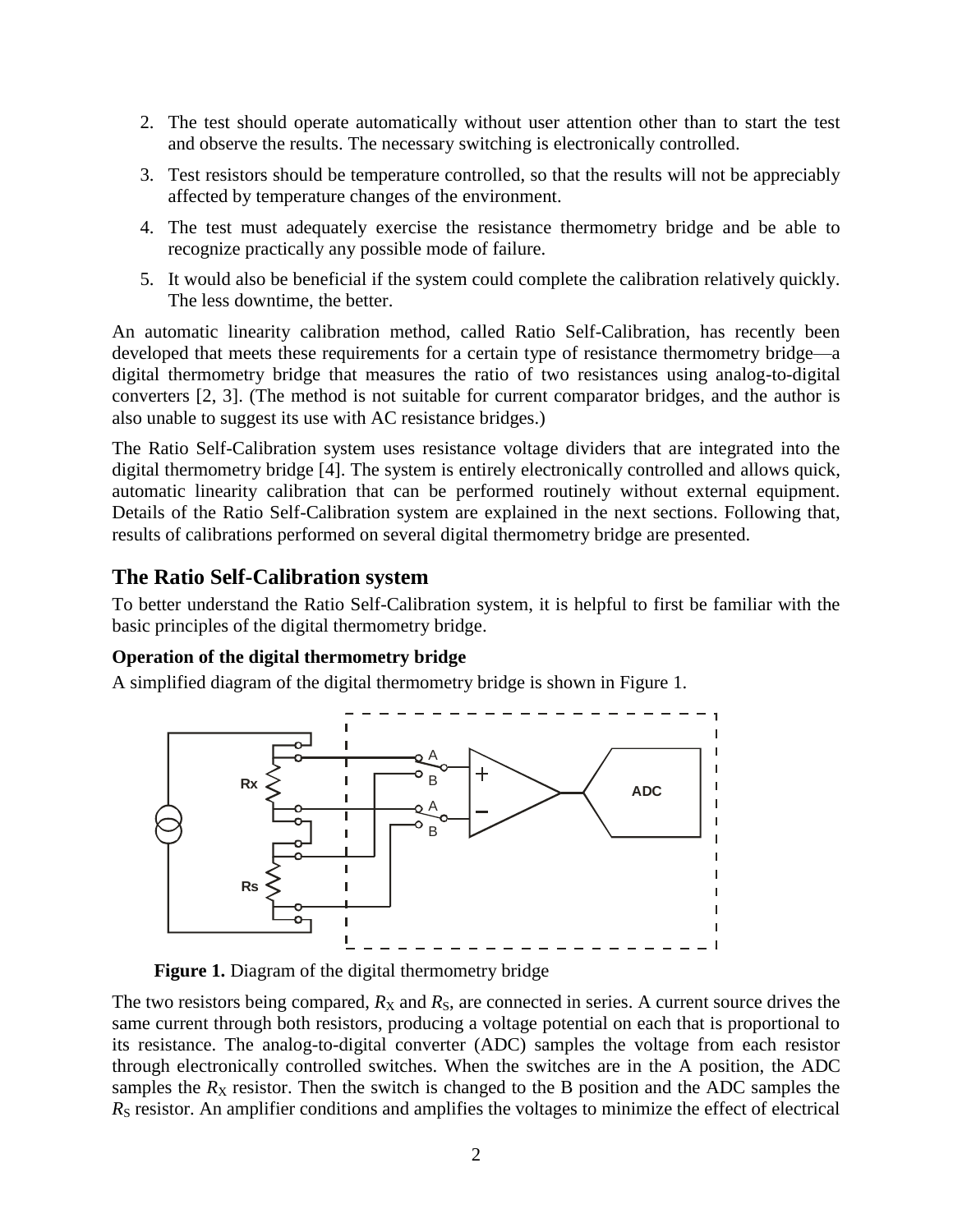2. The test should operate automatically without user attention other than to start the test and observe the results. The necessary switching is electronically controlled.
3. Test resistors should be temperature controlled, so that the results will not be appreciably affected by temperature changes of the environment.
4. The test must adequately exercise the resistance thermometry bridge and be able to recognize practically any possible mode of failure.
5. It would also be beneficial if the system could complete the calibration relatively quickly. The less downtime, the better.

An automatic linearity calibration method, called Ratio Self-Calibration, has recently been developed that meets these requirements for a certain type of resistance thermometry bridge—a digital thermometry bridge that measures the ratio of two resistances using analog-to-digital converters [2, 3]. (The method is not suitable for current comparator bridges, and the author is also unable to suggest its use with AC resistance bridges.)

The Ratio Self-Calibration system uses resistance voltage dividers that are integrated into the digital thermometry bridge [4]. The system is entirely electronically controlled and allows quick, automatic linearity calibration that can be performed routinely without external equipment. Details of the Ratio Self-Calibration system are explained in the next sections. Following that, results of calibrations performed on several digital thermometry bridge are presented.

## The Ratio Self-Calibration system

To better understand the Ratio Self-Calibration system, it is helpful to first be familiar with the basic principles of the digital thermometry bridge.

### Operation of the digital thermometry bridge

A simplified diagram of the digital thermometry bridge is shown in Figure 1.

**Figure 1.** Diagram of the digital thermometry bridge

The two resistors being compared, $R_X$ and $R_S$, are connected in series. A current source drives the same current through both resistors, producing a voltage potential on each that is proportional to its resistance. The analog-to-digital converter (ADC) samples the voltage from each resistor through electronically controlled switches. When the switches are in the A position, the ADC samples the $R_X$ resistor. Then the switch is changed to the B position and the ADC samples the $R_S$ resistor. An amplifier conditions and amplifies the voltages to minimize the effect of electrical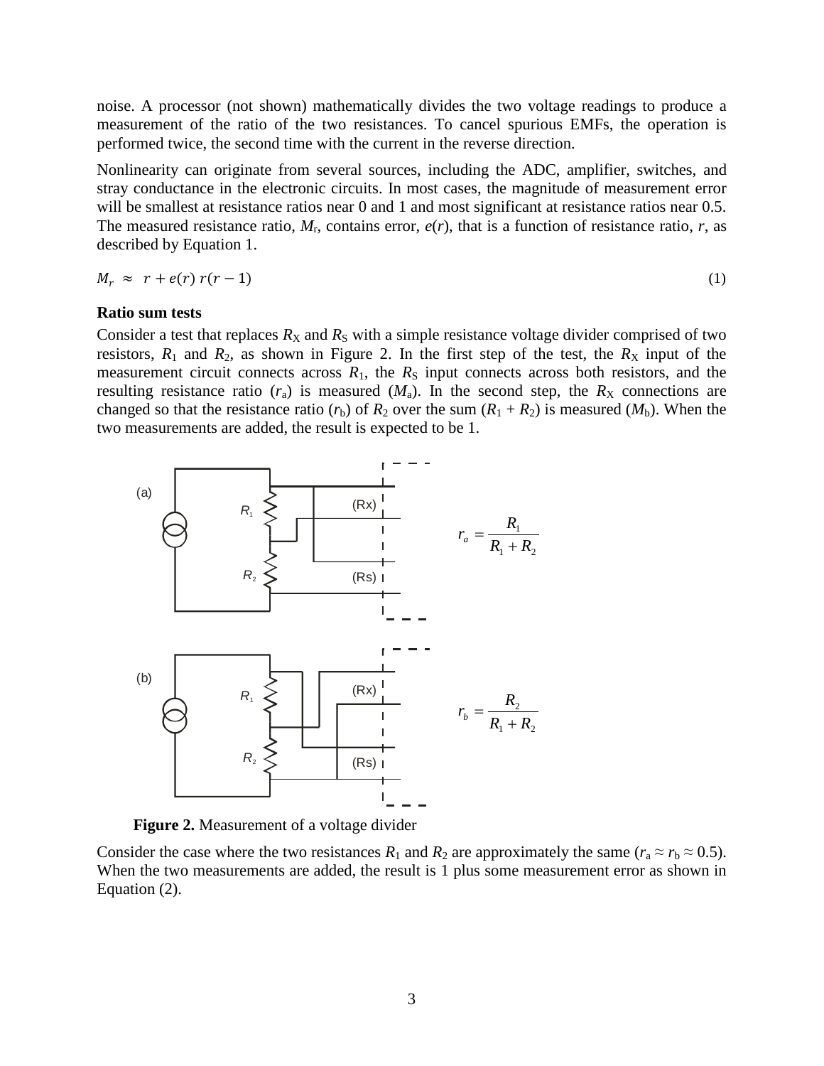noise. A processor (not shown) mathematically divides the two voltage readings to produce a measurement of the ratio of the two resistances. To cancel spurious EMFs, the operation is performed twice, the second time with the current in the reverse direction.

Nonlinearity can originate from several sources, including the ADC, amplifier, switches, and stray conductance in the electronic circuits. In most cases, the magnitude of measurement error will be smallest at resistance ratios near 0 and 1 and most significant at resistance ratios near 0.5. The measured resistance ratio, $M_r$, contains error, $e(r)$, that is a function of resistance ratio, $r$, as described by Equation 1.

$$M_r \approx r + e(r)\, r(r-1) \tag{1}$$

**Ratio sum tests**

Consider a test that replaces $R_X$ and $R_S$ with a simple resistance voltage divider comprised of two resistors, $R_1$ and $R_2$, as shown in Figure 2. In the first step of the test, the $R_X$ input of the measurement circuit connects across $R_1$, the $R_S$ input connects across both resistors, and the resulting resistance ratio ($r_a$) is measured ($M_a$). In the second step, the $R_X$ connections are changed so that the resistance ratio ($r_b$) of $R_2$ over the sum ($R_1 + R_2$) is measured ($M_b$). When the two measurements are added, the result is expected to be 1.

(a) $r_a = \dfrac{R_1}{R_1 + R_2}$

(b) $r_b = \dfrac{R_2}{R_1 + R_2}$

**Figure 2.** Measurement of a voltage divider

Consider the case where the two resistances $R_1$ and $R_2$ are approximately the same ($r_a \approx r_b \approx 0.5$). When the two measurements are added, the result is 1 plus some measurement error as shown in Equation (2).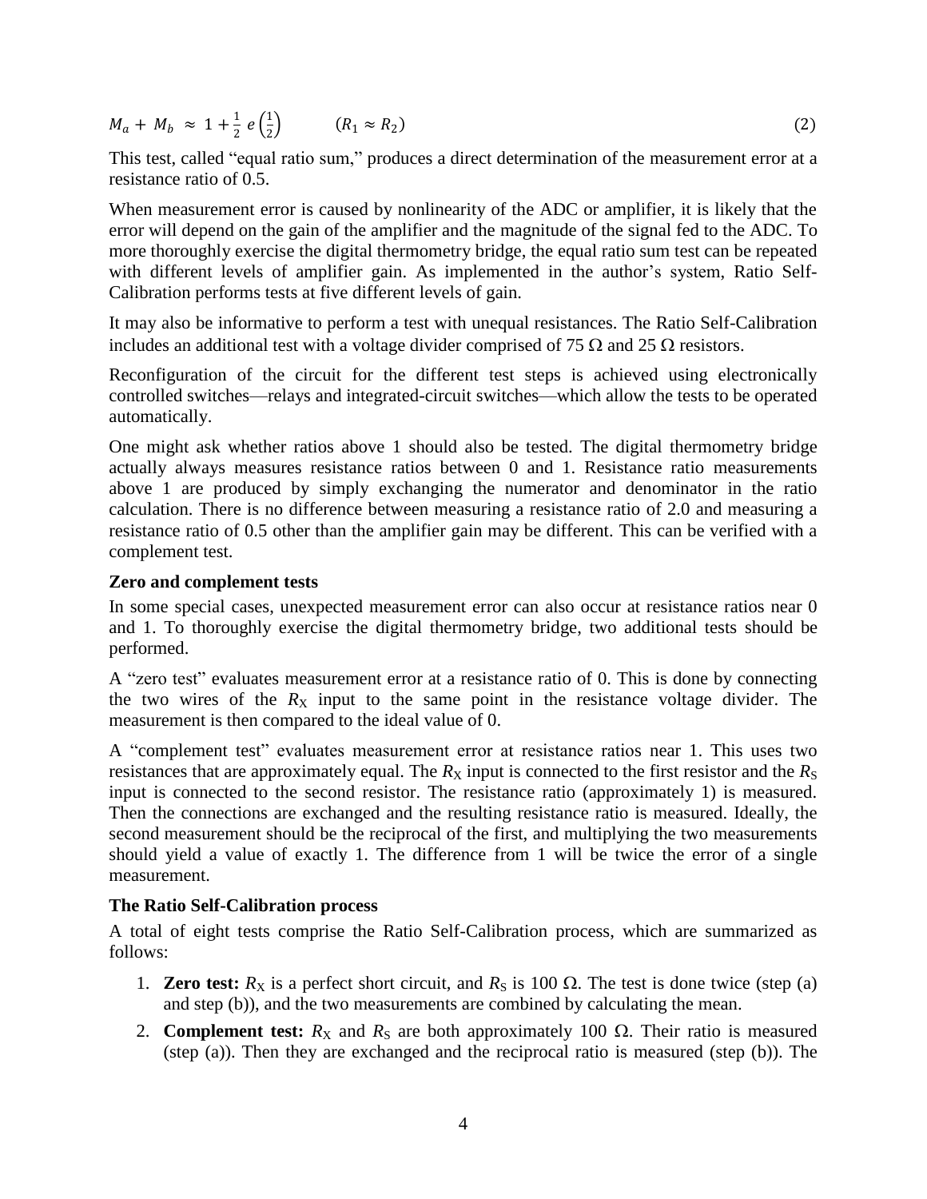$$M_a + M_b \approx 1 + \frac{1}{2}\, e\left(\frac{1}{2}\right) \qquad (R_1 \approx R_2) \tag{2}$$

This test, called "equal ratio sum," produces a direct determination of the measurement error at a resistance ratio of 0.5.

When measurement error is caused by nonlinearity of the ADC or amplifier, it is likely that the error will depend on the gain of the amplifier and the magnitude of the signal fed to the ADC. To more thoroughly exercise the digital thermometry bridge, the equal ratio sum test can be repeated with different levels of amplifier gain. As implemented in the author's system, Ratio Self-Calibration performs tests at five different levels of gain.

It may also be informative to perform a test with unequal resistances. The Ratio Self-Calibration includes an additional test with a voltage divider comprised of 75 Ω and 25 Ω resistors.

Reconfiguration of the circuit for the different test steps is achieved using electronically controlled switches—relays and integrated-circuit switches—which allow the tests to be operated automatically.

One might ask whether ratios above 1 should also be tested. The digital thermometry bridge actually always measures resistance ratios between 0 and 1. Resistance ratio measurements above 1 are produced by simply exchanging the numerator and denominator in the ratio calculation. There is no difference between measuring a resistance ratio of 2.0 and measuring a resistance ratio of 0.5 other than the amplifier gain may be different. This can be verified with a complement test.

### Zero and complement tests

In some special cases, unexpected measurement error can also occur at resistance ratios near 0 and 1. To thoroughly exercise the digital thermometry bridge, two additional tests should be performed.

A "zero test" evaluates measurement error at a resistance ratio of 0. This is done by connecting the two wires of the $R_X$ input to the same point in the resistance voltage divider. The measurement is then compared to the ideal value of 0.

A "complement test" evaluates measurement error at resistance ratios near 1. This uses two resistances that are approximately equal. The $R_X$ input is connected to the first resistor and the $R_S$ input is connected to the second resistor. The resistance ratio (approximately 1) is measured. Then the connections are exchanged and the resulting resistance ratio is measured. Ideally, the second measurement should be the reciprocal of the first, and multiplying the two measurements should yield a value of exactly 1. The difference from 1 will be twice the error of a single measurement.

### The Ratio Self-Calibration process

A total of eight tests comprise the Ratio Self-Calibration process, which are summarized as follows:

1. **Zero test:** $R_X$ is a perfect short circuit, and $R_S$ is 100 Ω. The test is done twice (step (a) and step (b)), and the two measurements are combined by calculating the mean.
2. **Complement test:** $R_X$ and $R_S$ are both approximately 100 Ω. Their ratio is measured (step (a)). Then they are exchanged and the reciprocal ratio is measured (step (b)). The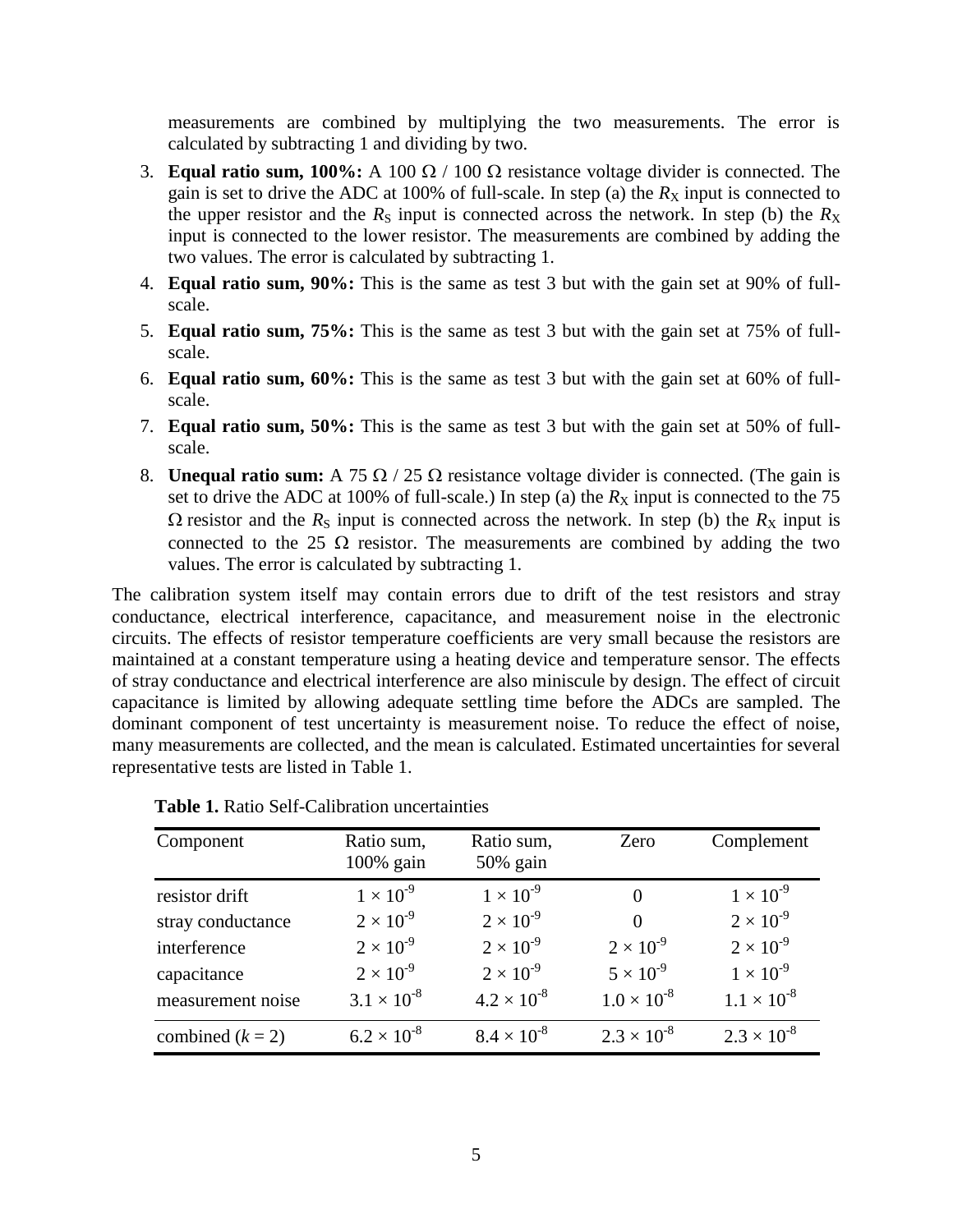measurements are combined by multiplying the two measurements. The error is calculated by subtracting 1 and dividing by two.

3. **Equal ratio sum, 100%:** A 100 Ω / 100 Ω resistance voltage divider is connected. The gain is set to drive the ADC at 100% of full-scale. In step (a) the $R_X$ input is connected to the upper resistor and the $R_S$ input is connected across the network. In step (b) the $R_X$ input is connected to the lower resistor. The measurements are combined by adding the two values. The error is calculated by subtracting 1.
4. **Equal ratio sum, 90%:** This is the same as test 3 but with the gain set at 90% of full-scale.
5. **Equal ratio sum, 75%:** This is the same as test 3 but with the gain set at 75% of full-scale.
6. **Equal ratio sum, 60%:** This is the same as test 3 but with the gain set at 60% of full-scale.
7. **Equal ratio sum, 50%:** This is the same as test 3 but with the gain set at 50% of full-scale.
8. **Unequal ratio sum:** A 75 Ω / 25 Ω resistance voltage divider is connected. (The gain is set to drive the ADC at 100% of full-scale.) In step (a) the $R_X$ input is connected to the 75 Ω resistor and the $R_S$ input is connected across the network. In step (b) the $R_X$ input is connected to the 25 Ω resistor. The measurements are combined by adding the two values. The error is calculated by subtracting 1.

The calibration system itself may contain errors due to drift of the test resistors and stray conductance, electrical interference, capacitance, and measurement noise in the electronic circuits. The effects of resistor temperature coefficients are very small because the resistors are maintained at a constant temperature using a heating device and temperature sensor. The effects of stray conductance and electrical interference are also miniscule by design. The effect of circuit capacitance is limited by allowing adequate settling time before the ADCs are sampled. The dominant component of test uncertainty is measurement noise. To reduce the effect of noise, many measurements are collected, and the mean is calculated. Estimated uncertainties for several representative tests are listed in Table 1.

**Table 1.** Ratio Self-Calibration uncertainties

| Component | Ratio sum, 100% gain | Ratio sum, 50% gain | Zero | Complement |
|---|---|---|---|---|
| resistor drift | $1 \times 10^{-9}$ | $1 \times 10^{-9}$ | 0 | $1 \times 10^{-9}$ |
| stray conductance | $2 \times 10^{-9}$ | $2 \times 10^{-9}$ | 0 | $2 \times 10^{-9}$ |
| interference | $2 \times 10^{-9}$ | $2 \times 10^{-9}$ | $2 \times 10^{-9}$ | $2 \times 10^{-9}$ |
| capacitance | $2 \times 10^{-9}$ | $2 \times 10^{-9}$ | $5 \times 10^{-9}$ | $1 \times 10^{-9}$ |
| measurement noise | $3.1 \times 10^{-8}$ | $4.2 \times 10^{-8}$ | $1.0 \times 10^{-8}$ | $1.1 \times 10^{-8}$ |
| combined ($k = 2$) | $6.2 \times 10^{-8}$ | $8.4 \times 10^{-8}$ | $2.3 \times 10^{-8}$ | $2.3 \times 10^{-8}$ |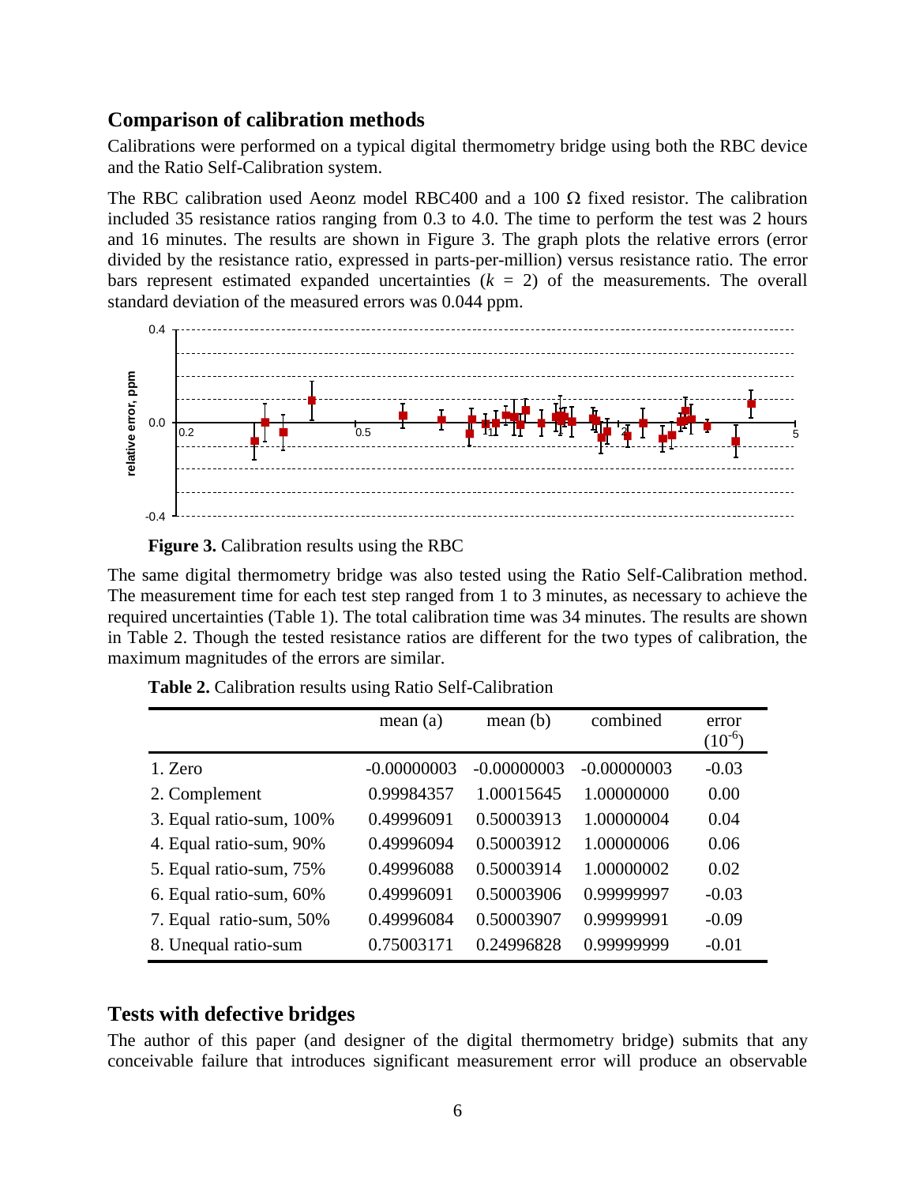## Comparison of calibration methods

Calibrations were performed on a typical digital thermometry bridge using both the RBC device and the Ratio Self-Calibration system.

The RBC calibration used Aeonz model RBC400 and a 100 Ω fixed resistor. The calibration included 35 resistance ratios ranging from 0.3 to 4.0. The time to perform the test was 2 hours and 16 minutes. The results are shown in Figure 3. The graph plots the relative errors (error divided by the resistance ratio, expressed in parts-per-million) versus resistance ratio. The error bars represent estimated expanded uncertainties ($k$ = 2) of the measurements. The overall standard deviation of the measured errors was 0.044 ppm.

**Figure 3.** Calibration results using the RBC

The same digital thermometry bridge was also tested using the Ratio Self-Calibration method. The measurement time for each test step ranged from 1 to 3 minutes, as necessary to achieve the required uncertainties (Table 1). The total calibration time was 34 minutes. The results are shown in Table 2. Though the tested resistance ratios are different for the two types of calibration, the maximum magnitudes of the errors are similar.

**Table 2.** Calibration results using Ratio Self-Calibration

| | mean (a) | mean (b) | combined | error ($10^{-6}$) |
|---|---|---|---|---|
| 1. Zero | -0.00000003 | -0.00000003 | -0.00000003 | -0.03 |
| 2. Complement | 0.99984357 | 1.00015645 | 1.00000000 | 0.00 |
| 3. Equal ratio-sum, 100% | 0.49996091 | 0.50003913 | 1.00000004 | 0.04 |
| 4. Equal ratio-sum, 90% | 0.49996094 | 0.50003912 | 1.00000006 | 0.06 |
| 5. Equal ratio-sum, 75% | 0.49996088 | 0.50003914 | 1.00000002 | 0.02 |
| 6. Equal ratio-sum, 60% | 0.49996091 | 0.50003906 | 0.99999997 | -0.03 |
| 7. Equal ratio-sum, 50% | 0.49996084 | 0.50003907 | 0.99999991 | -0.09 |
| 8. Unequal ratio-sum | 0.75003171 | 0.24996828 | 0.99999999 | -0.01 |

## Tests with defective bridges

The author of this paper (and designer of the digital thermometry bridge) submits that any conceivable failure that introduces significant measurement error will produce an observable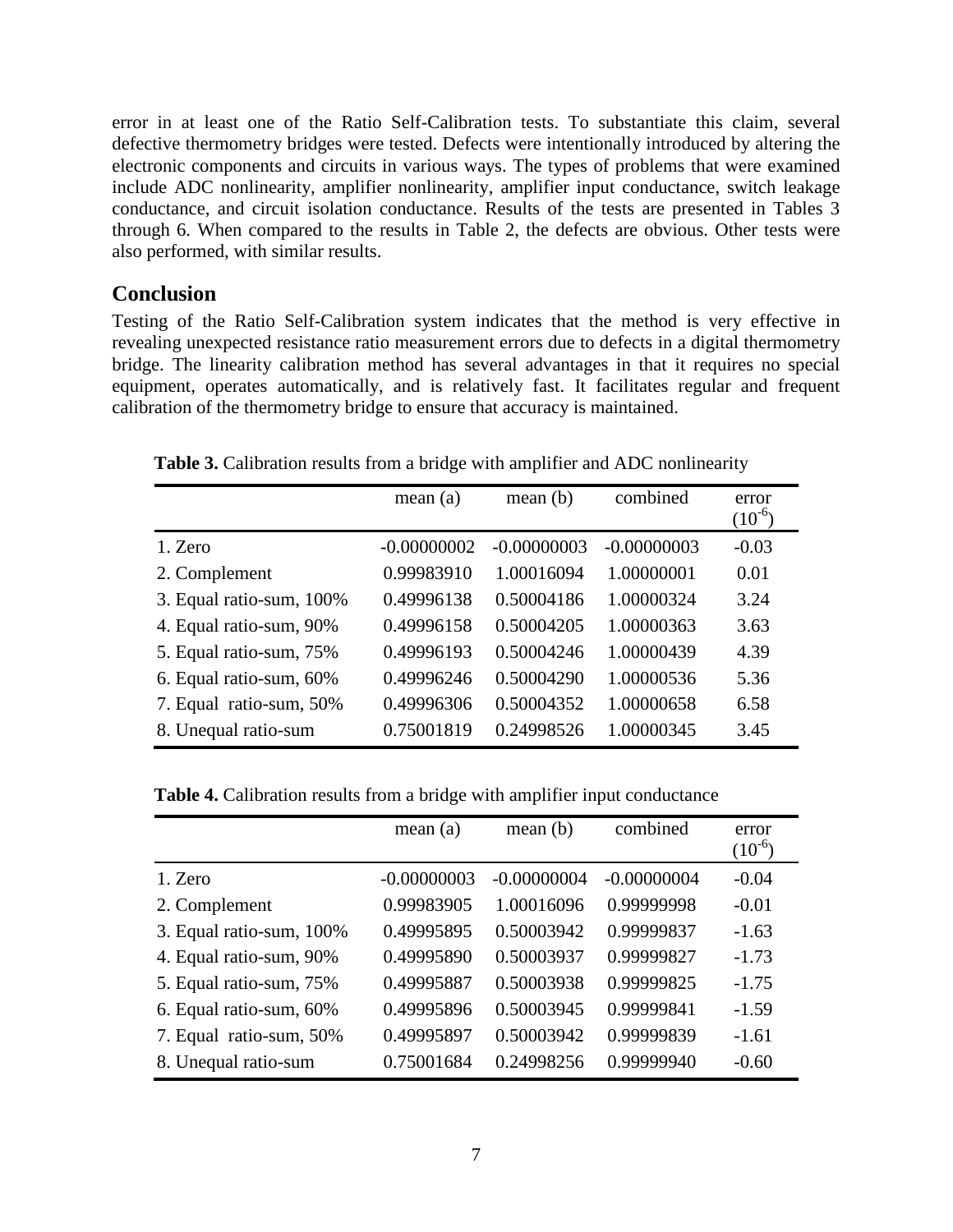error in at least one of the Ratio Self-Calibration tests. To substantiate this claim, several defective thermometry bridges were tested. Defects were intentionally introduced by altering the electronic components and circuits in various ways. The types of problems that were examined include ADC nonlinearity, amplifier nonlinearity, amplifier input conductance, switch leakage conductance, and circuit isolation conductance. Results of the tests are presented in Tables 3 through 6. When compared to the results in Table 2, the defects are obvious. Other tests were also performed, with similar results.

## Conclusion

Testing of the Ratio Self-Calibration system indicates that the method is very effective in revealing unexpected resistance ratio measurement errors due to defects in a digital thermometry bridge. The linearity calibration method has several advantages in that it requires no special equipment, operates automatically, and is relatively fast. It facilitates regular and frequent calibration of the thermometry bridge to ensure that accuracy is maintained.

**Table 3.** Calibration results from a bridge with amplifier and ADC nonlinearity

| | mean (a) | mean (b) | combined | error ($10^{-6}$) |
|---|---|---|---|---|
| 1. Zero | -0.00000002 | -0.00000003 | -0.00000003 | -0.03 |
| 2. Complement | 0.99983910 | 1.00016094 | 1.00000001 | 0.01 |
| 3. Equal ratio-sum, 100% | 0.49996138 | 0.50004186 | 1.00000324 | 3.24 |
| 4. Equal ratio-sum, 90% | 0.49996158 | 0.50004205 | 1.00000363 | 3.63 |
| 5. Equal ratio-sum, 75% | 0.49996193 | 0.50004246 | 1.00000439 | 4.39 |
| 6. Equal ratio-sum, 60% | 0.49996246 | 0.50004290 | 1.00000536 | 5.36 |
| 7. Equal ratio-sum, 50% | 0.49996306 | 0.50004352 | 1.00000658 | 6.58 |
| 8. Unequal ratio-sum | 0.75001819 | 0.24998526 | 1.00000345 | 3.45 |

**Table 4.** Calibration results from a bridge with amplifier input conductance

| | mean (a) | mean (b) | combined | error ($10^{-6}$) |
|---|---|---|---|---|
| 1. Zero | -0.00000003 | -0.00000004 | -0.00000004 | -0.04 |
| 2. Complement | 0.99983905 | 1.00016096 | 0.99999998 | -0.01 |
| 3. Equal ratio-sum, 100% | 0.49995895 | 0.50003942 | 0.99999837 | -1.63 |
| 4. Equal ratio-sum, 90% | 0.49995890 | 0.50003937 | 0.99999827 | -1.73 |
| 5. Equal ratio-sum, 75% | 0.49995887 | 0.50003938 | 0.99999825 | -1.75 |
| 6. Equal ratio-sum, 60% | 0.49995896 | 0.50003945 | 0.99999841 | -1.59 |
| 7. Equal ratio-sum, 50% | 0.49995897 | 0.50003942 | 0.99999839 | -1.61 |
| 8. Unequal ratio-sum | 0.75001684 | 0.24998256 | 0.99999940 | -0.60 |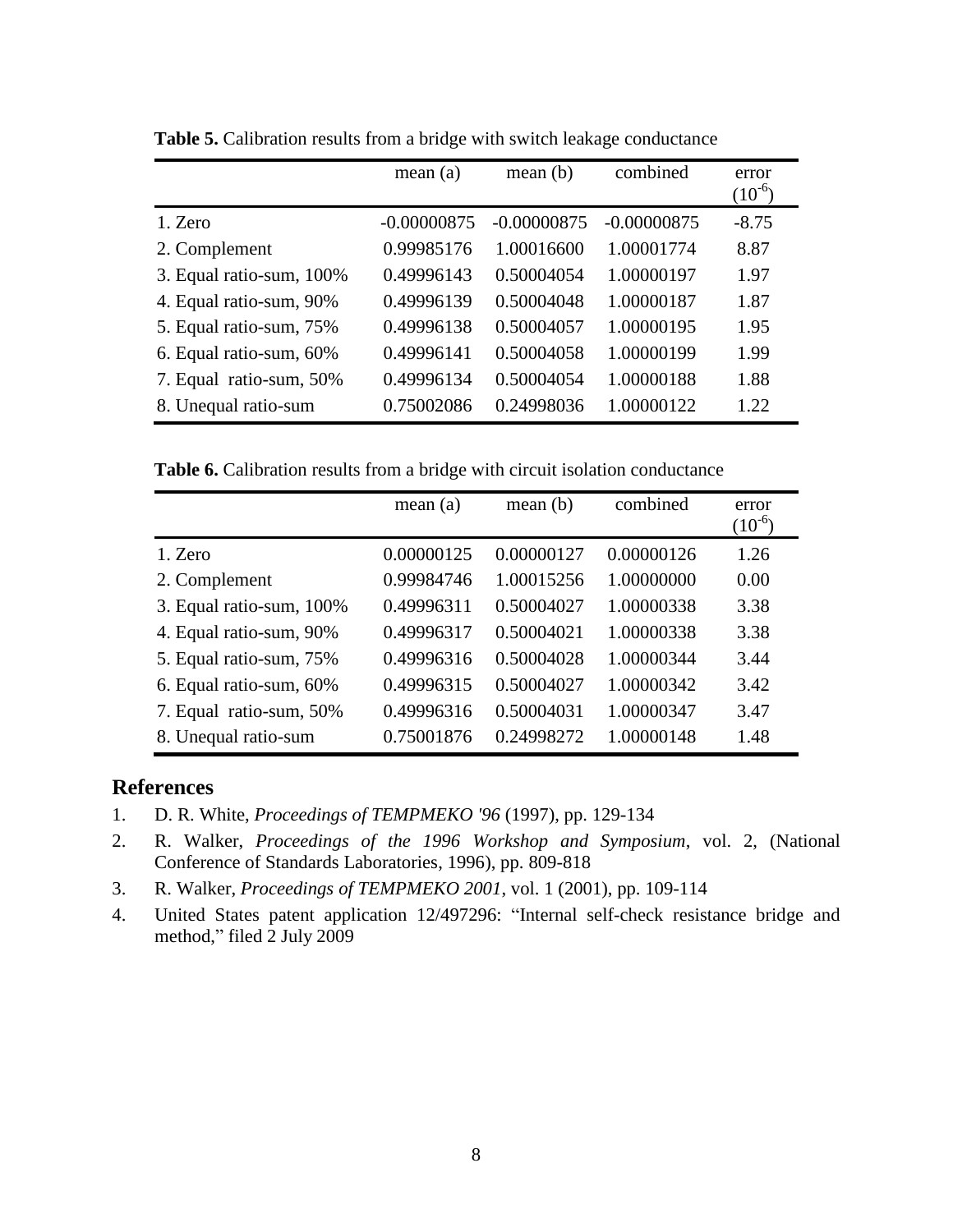**Table 5.** Calibration results from a bridge with switch leakage conductance

| | mean (a) | mean (b) | combined | error ($10^{-6}$) |
|---|---|---|---|---|
| 1. Zero | -0.00000875 | -0.00000875 | -0.00000875 | -8.75 |
| 2. Complement | 0.99985176 | 1.00016600 | 1.00001774 | 8.87 |
| 3. Equal ratio-sum, 100% | 0.49996143 | 0.50004054 | 1.00000197 | 1.97 |
| 4. Equal ratio-sum, 90% | 0.49996139 | 0.50004048 | 1.00000187 | 1.87 |
| 5. Equal ratio-sum, 75% | 0.49996138 | 0.50004057 | 1.00000195 | 1.95 |
| 6. Equal ratio-sum, 60% | 0.49996141 | 0.50004058 | 1.00000199 | 1.99 |
| 7. Equal ratio-sum, 50% | 0.49996134 | 0.50004054 | 1.00000188 | 1.88 |
| 8. Unequal ratio-sum | 0.75002086 | 0.24998036 | 1.00000122 | 1.22 |

**Table 6.** Calibration results from a bridge with circuit isolation conductance

| | mean (a) | mean (b) | combined | error ($10^{-6}$) |
|---|---|---|---|---|
| 1. Zero | 0.00000125 | 0.00000127 | 0.00000126 | 1.26 |
| 2. Complement | 0.99984746 | 1.00015256 | 1.00000000 | 0.00 |
| 3. Equal ratio-sum, 100% | 0.49996311 | 0.50004027 | 1.00000338 | 3.38 |
| 4. Equal ratio-sum, 90% | 0.49996317 | 0.50004021 | 1.00000338 | 3.38 |
| 5. Equal ratio-sum, 75% | 0.49996316 | 0.50004028 | 1.00000344 | 3.44 |
| 6. Equal ratio-sum, 60% | 0.49996315 | 0.50004027 | 1.00000342 | 3.42 |
| 7. Equal ratio-sum, 50% | 0.49996316 | 0.50004031 | 1.00000347 | 3.47 |
| 8. Unequal ratio-sum | 0.75001876 | 0.24998272 | 1.00000148 | 1.48 |

## References

1. D. R. White, *Proceedings of TEMPMEKO '96* (1997), pp. 129-134
2. R. Walker, *Proceedings of the 1996 Workshop and Symposium*, vol. 2, (National Conference of Standards Laboratories, 1996), pp. 809-818
3. R. Walker, *Proceedings of TEMPMEKO 2001*, vol. 1 (2001), pp. 109-114
4. United States patent application 12/497296: "Internal self-check resistance bridge and method," filed 2 July 2009